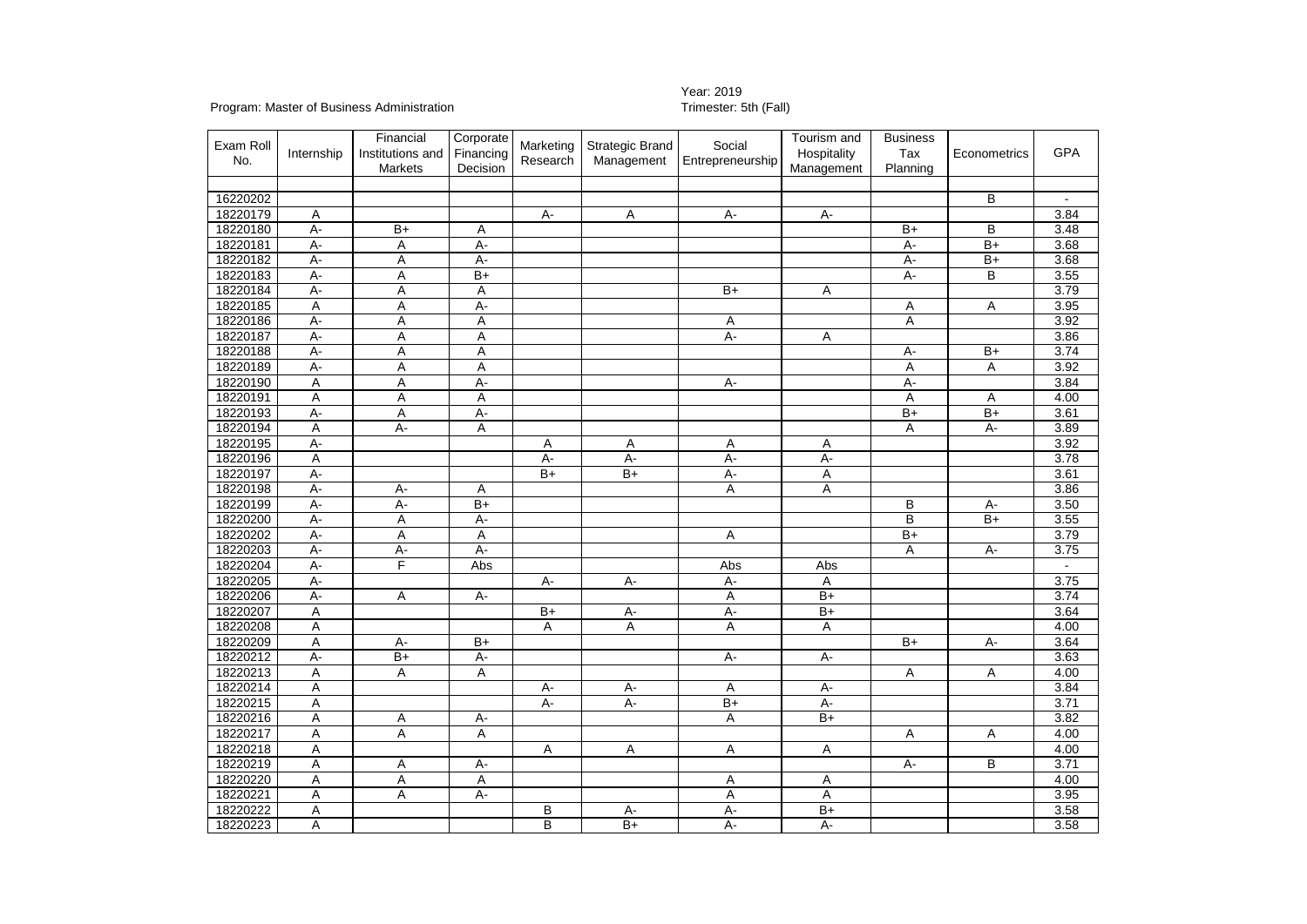Program: Master of Business Administration

Year: 2019
Trimester: 5th (Fall)

| Exam Roll No. | Internship | Financial Institutions and Markets | Corporate Financing Decision | Marketing Research | Strategic Brand Management | Social Entrepreneurship | Tourism and Hospitality Management | Business Tax Planning | Econometrics | GPA |
|---|---|---|---|---|---|---|---|---|---|---|
| | | | | | | | | | | |
| 16220202 | | | | | | | | | B | - |
| 18220179 | A | | | A- | A | A- | A- | | | 3.84 |
| 18220180 | A- | B+ | A | | | | | B+ | B | 3.48 |
| 18220181 | A- | A | A- | | | | | A- | B+ | 3.68 |
| 18220182 | A- | A | A- | | | | | A- | B+ | 3.68 |
| 18220183 | A- | A | B+ | | | | | A- | B | 3.55 |
| 18220184 | A- | A | A | | | B+ | A | | | 3.79 |
| 18220185 | A | A | A- | | | | | A | A | 3.95 |
| 18220186 | A- | A | A | | | A | | A | | 3.92 |
| 18220187 | A- | A | A | | | A- | A | | | 3.86 |
| 18220188 | A- | A | A | | | | | A- | B+ | 3.74 |
| 18220189 | A- | A | A | | | | | A | A | 3.92 |
| 18220190 | A | A | A- | | | A- | | A- | | 3.84 |
| 18220191 | A | A | A | | | | | A | A | 4.00 |
| 18220193 | A- | A | A- | | | | | B+ | B+ | 3.61 |
| 18220194 | A | A- | A | | | | | A | A- | 3.89 |
| 18220195 | A- | | | A | A | A | A | | | 3.92 |
| 18220196 | A | | | A- | A- | A- | A- | | | 3.78 |
| 18220197 | A- | | | B+ | B+ | A- | A | | | 3.61 |
| 18220198 | A- | A- | A | | | A | A | | | 3.86 |
| 18220199 | A- | A- | B+ | | | | | B | A- | 3.50 |
| 18220200 | A- | A | A- | | | | | B | B+ | 3.55 |
| 18220202 | A- | A | A | | | A | | B+ | | 3.79 |
| 18220203 | A- | A- | A- | | | | | A | A- | 3.75 |
| 18220204 | A- | F | Abs | | | Abs | Abs | | | - |
| 18220205 | A- | | | A- | A- | A- | A | | | 3.75 |
| 18220206 | A- | A | A- | | | A | B+ | | | 3.74 |
| 18220207 | A | | | B+ | A- | A- | B+ | | | 3.64 |
| 18220208 | A | | | A | A | A | A | | | 4.00 |
| 18220209 | A | A- | B+ | | | | | B+ | A- | 3.64 |
| 18220212 | A- | B+ | A- | | | A- | A- | | | 3.63 |
| 18220213 | A | A | A | | | | | A | A | 4.00 |
| 18220214 | A | | | A- | A- | A | A- | | | 3.84 |
| 18220215 | A | | | A- | A- | B+ | A- | | | 3.71 |
| 18220216 | A | A | A- | | | A | B+ | | | 3.82 |
| 18220217 | A | A | A | | | | | A | A | 4.00 |
| 18220218 | A | | | A | A | A | A | | | 4.00 |
| 18220219 | A | A | A- | | | | | A- | B | 3.71 |
| 18220220 | A | A | A | | | A | A | | | 4.00 |
| 18220221 | A | A | A- | | | A | A | | | 3.95 |
| 18220222 | A | | | B | A- | A- | B+ | | | 3.58 |
| 18220223 | A | | | B | B+ | A- | A- | | | 3.58 |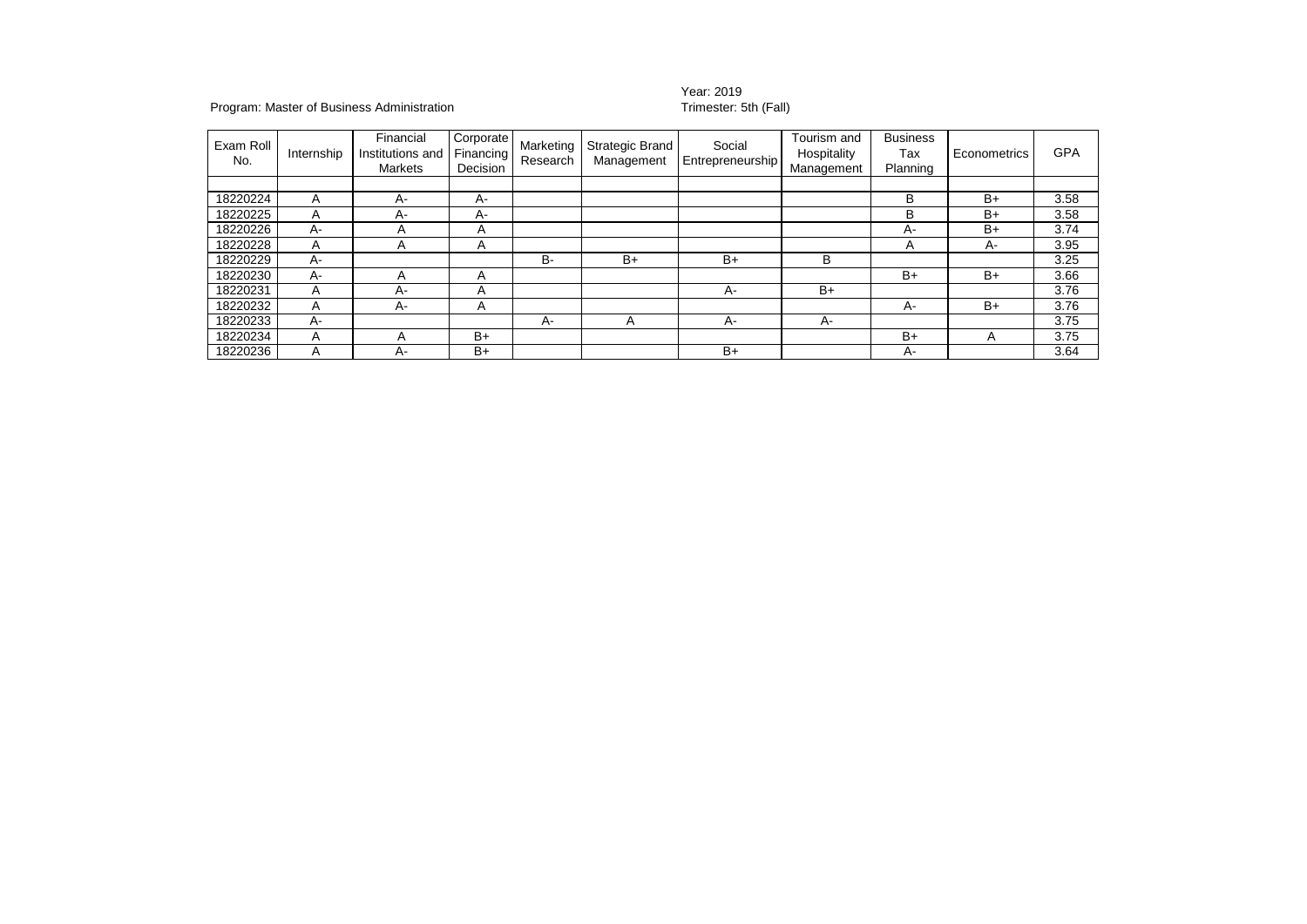Program: Master of Business Administration

Year: 2019
Trimester: 5th (Fall)

| Exam Roll No. | Internship | Financial Institutions and Markets | Corporate Financing Decision | Marketing Research | Strategic Brand Management | Social Entrepreneurship | Tourism and Hospitality Management | Business Tax Planning | Econometrics | GPA |
|---|---|---|---|---|---|---|---|---|---|---|
| | | | | | | | | | | |
| 18220224 | A | A- | A- | | | | | B | B+ | 3.58 |
| 18220225 | A | A- | A- | | | | | B | B+ | 3.58 |
| 18220226 | A- | A | A | | | | | A- | B+ | 3.74 |
| 18220228 | A | A | A | | | | | A | A- | 3.95 |
| 18220229 | A- | | | B- | B+ | B+ | B | | | 3.25 |
| 18220230 | A- | A | A | | | | | B+ | B+ | 3.66 |
| 18220231 | A | A- | A | | | A- | B+ | | | 3.76 |
| 18220232 | A | A- | A | | | | | A- | B+ | 3.76 |
| 18220233 | A- | | | A- | A | A- | A- | | | 3.75 |
| 18220234 | A | A | B+ | | | | | B+ | A | 3.75 |
| 18220236 | A | A- | B+ | | | B+ | | A- | | 3.64 |